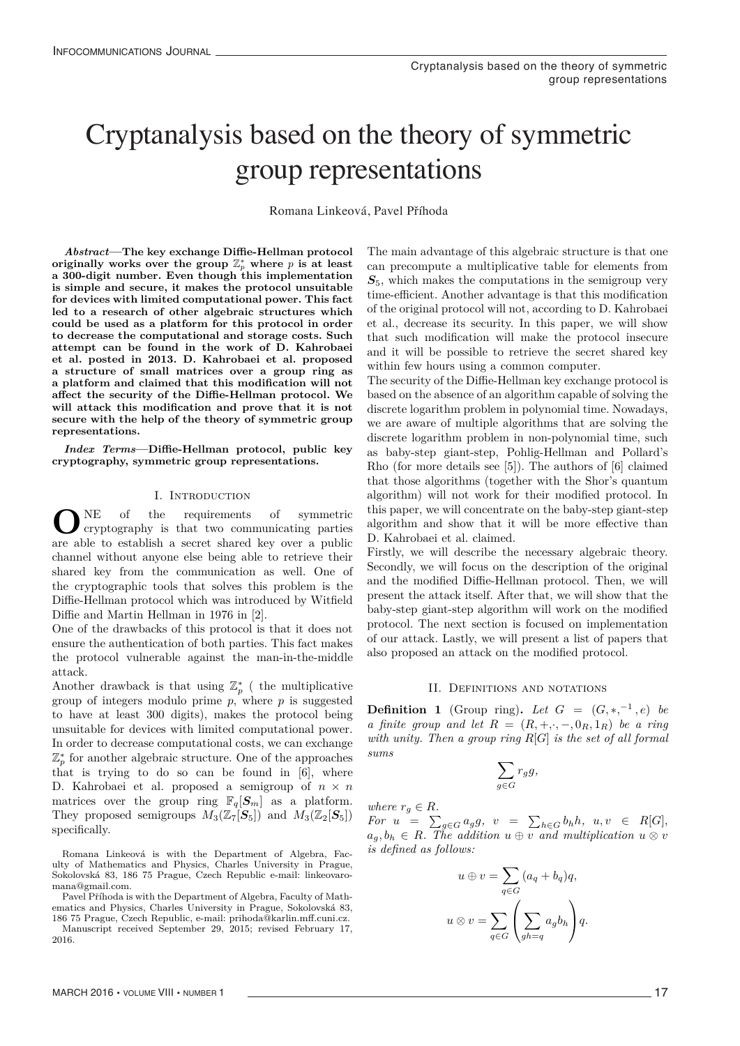# Cryptanalysis based on the theory of symmetric group representations

Romana Linkeová, Pavel Příhoda

***Abstract*—The key exchange Diffie-Hellman protocol originally works over the group $\mathbb{Z}_p^*$ where $p$ is at least a 300-digit number. Even though this implementation is simple and secure, it makes the protocol unsuitable for devices with limited computational power. This fact led to a research of other algebraic structures which could be used as a platform for this protocol in order to decrease the computational and storage costs. Such attempt can be found in the work of D. Kahrobaei et al. posted in 2013. D. Kahrobaei et al. proposed a structure of small matrices over a group ring as a platform and claimed that this modification will not affect the security of the Diffie-Hellman protocol. We will attack this modification and prove that it is not secure with the help of the theory of symmetric group representations.**

***Index Terms*—Diffie-Hellman protocol, public key cryptography, symmetric group representations.**

## I. Introduction

One of the requirements of symmetric cryptography is that two communicating parties are able to establish a secret shared key over a public channel without anyone else being able to retrieve their shared key from the communication as well. One of the cryptographic tools that solves this problem is the Diffie-Hellman protocol which was introduced by Witfield Diffie and Martin Hellman in 1976 in [2].

One of the drawbacks of this protocol is that it does not ensure the authentication of both parties. This fact makes the protocol vulnerable against the man-in-the-middle attack.

Another drawback is that using $\mathbb{Z}_p^*$ ( the multiplicative group of integers modulo prime $p$, where $p$ is suggested to have at least 300 digits), makes the protocol being unsuitable for devices with limited computational power. In order to decrease computational costs, we can exchange $\mathbb{Z}_p^*$ for another algebraic structure. One of the approaches that is trying to do so can be found in [6], where D. Kahrobaei et al. proposed a semigroup of $n \times n$ matrices over the group ring $\mathbb{F}_q[\boldsymbol{S}_m]$ as a platform. They proposed semigroups $M_3(\mathbb{Z}_7[\boldsymbol{S}_5])$ and $M_3(\mathbb{Z}_2[\boldsymbol{S}_5])$ specifically.

Romana Linkeová is with the Department of Algebra, Faculty of Mathematics and Physics, Charles University in Prague, Sokolovská 83, 186 75 Prague, Czech Republic e-mail: linkeovaromana@gmail.com.

Pavel Příhoda is with the Department of Algebra, Faculty of Mathematics and Physics, Charles University in Prague, Sokolovská 83, 186 75 Prague, Czech Republic, e-mail: prihoda@karlin.mff.cuni.cz.

Manuscript received September 29, 2015; revised February 17, 2016.

The main advantage of this algebraic structure is that one can precompute a multiplicative table for elements from $\boldsymbol{S}_5$, which makes the computations in the semigroup very time-efficient. Another advantage is that this modification of the original protocol will not, according to D. Kahrobaei et al., decrease its security. In this paper, we will show that such modification will make the protocol insecure and it will be possible to retrieve the secret shared key within few hours using a common computer.

The security of the Diffie-Hellman key exchange protocol is based on the absence of an algorithm capable of solving the discrete logarithm problem in polynomial time. Nowadays, we are aware of multiple algorithms that are solving the discrete logarithm problem in non-polynomial time, such as baby-step giant-step, Pohlig-Hellman and Pollard's Rho (for more details see [5]). The authors of [6] claimed that those algorithms (together with the Shor's quantum algorithm) will not work for their modified protocol. In this paper, we will concentrate on the baby-step giant-step algorithm and show that it will be more effective than D. Kahrobaei et al. claimed.

Firstly, we will describe the necessary algebraic theory. Secondly, we will focus on the description of the original and the modified Diffie-Hellman protocol. Then, we will present the attack itself. After that, we will show that the baby-step giant-step algorithm will work on the modified protocol. The next section is focused on implementation of our attack. Lastly, we will present a list of papers that also proposed an attack on the modified protocol.

## II. Definitions and notations

**Definition 1** (Group ring). *Let $G = (G, *, ^{-1}, e)$ be a finite group and let $R = (R, +, \cdot, -, 0_R, 1_R)$ be a ring with unity. Then a group ring $R[G]$ is the set of all formal sums*

$$\sum_{g \in G} r_g g,$$

*where $r_g \in R$.*

*For $u = \sum_{g \in G} a_g g$, $v = \sum_{h \in G} b_h h$, $u, v \in R[G]$, $a_g, b_h \in R$. The addition $u \oplus v$ and multiplication $u \otimes v$ is defined as follows:*

$$u \oplus v = \sum_{q \in G} (a_q + b_q) q,$$

$$u \otimes v = \sum_{q \in G} \left( \sum_{gh = q} a_g b_h \right) q.$$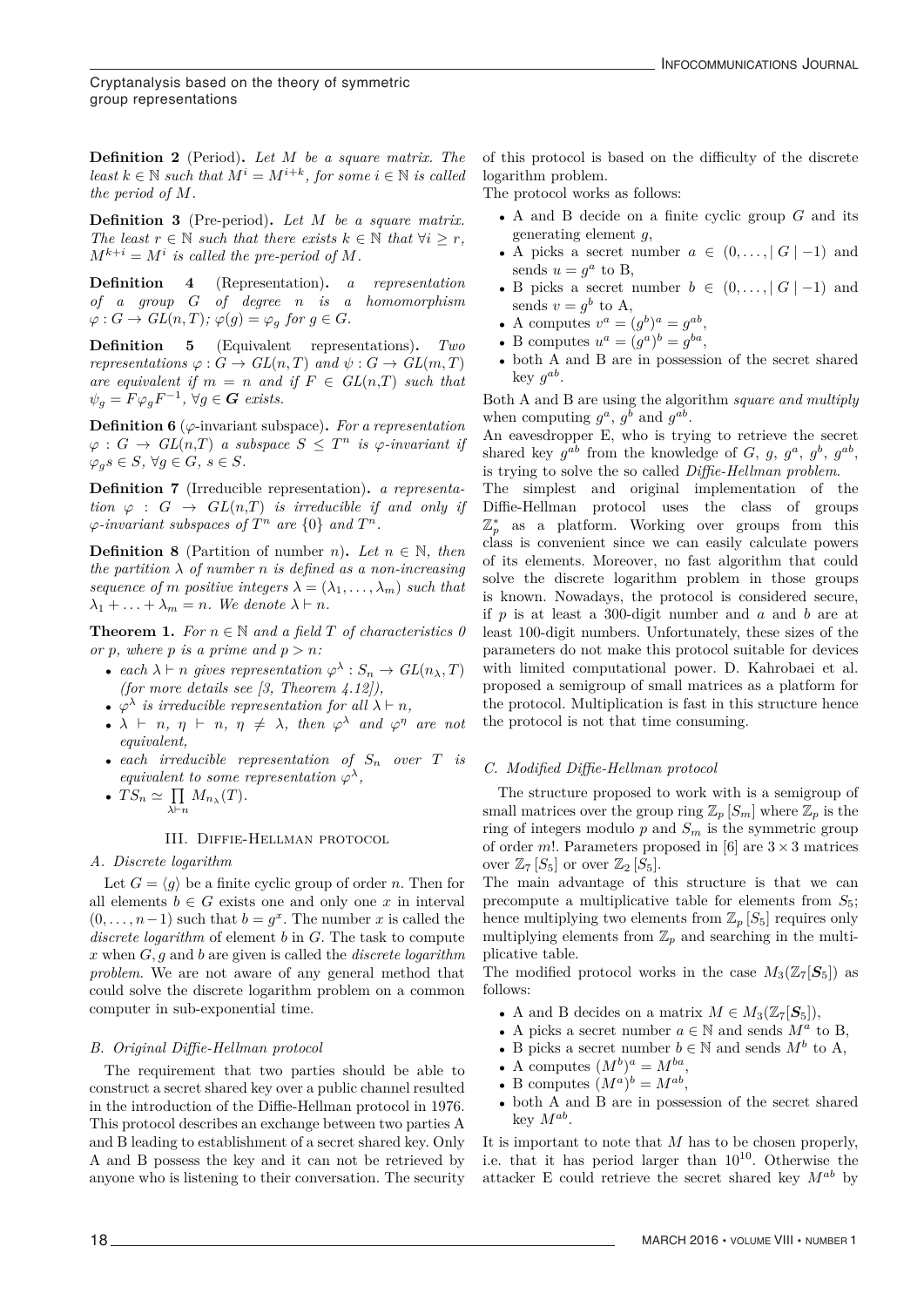**Definition 2** (Period)**.** *Let $M$ be a square matrix. The least $k \in \mathbb{N}$ such that $M^i = M^{i+k}$, for some $i \in \mathbb{N}$ is called the period of $M$.*

**Definition 3** (Pre-period)**.** *Let $M$ be a square matrix. The least $r \in \mathbb{N}$ such that there exists $k \in \mathbb{N}$ that $\forall i \geq r$, $M^{k+i} = M^i$ is called the pre-period of $M$.*

**Definition 4** (Representation)**.** *a representation of a group $G$ of degree $n$ is a homomorphism $\varphi : G \to GL(n, T)$; $\varphi(g) = \varphi_g$ for $g \in G$.*

**Definition 5** (Equivalent representations)**.** *Two representations $\varphi : G \to GL(n,T)$ and $\psi : G \to GL(m,T)$ are equivalent if $m = n$ and if $F \in GL(n,T)$ such that $\psi_g = F\varphi_g F^{-1}$, $\forall g \in \boldsymbol{G}$ exists.*

**Definition 6** ($\varphi$-invariant subspace)**.** *For a representation $\varphi : G \to GL(n,T)$ a subspace $S \leq T^n$ is $\varphi$-invariant if $\varphi_g s \in S$, $\forall g \in G$, $s \in S$.*

**Definition 7** (Irreducible representation)**.** *a representation $\varphi : G \to GL(n,T)$ is irreducible if and only if $\varphi$-invariant subspaces of $T^n$ are $\{0\}$ and $T^n$.*

**Definition 8** (Partition of number $n$)**.** *Let $n \in \mathbb{N}$, then the partition $\lambda$ of number $n$ is defined as a non-increasing sequence of $m$ positive integers $\lambda = (\lambda_1, \ldots, \lambda_m)$ such that $\lambda_1 + \ldots + \lambda_m = n$. We denote $\lambda \vdash n$.*

**Theorem 1.** *For $n \in \mathbb{N}$ and a field $T$ of characteristics 0 or $p$, where $p$ is a prime and $p > n$:*

- *each $\lambda \vdash n$ gives representation $\varphi^\lambda : S_n \to GL(n_\lambda, T)$ (for more details see [3, Theorem 4.12]),*
- *$\varphi^\lambda$ is irreducible representation for all $\lambda \vdash n$,*
- *$\lambda \vdash n$, $\eta \vdash n$, $\eta \neq \lambda$, then $\varphi^\lambda$ and $\varphi^\eta$ are not equivalent,*
- *each irreducible representation of $S_n$ over $T$ is equivalent to some representation $\varphi^\lambda$,*
- *$TS_n \simeq \prod_{\lambda \vdash n} M_{n_\lambda}(T)$.*

## III. Diffie-Hellman protocol

### A. Discrete logarithm

Let $G = \langle g \rangle$ be a finite cyclic group of order $n$. Then for all elements $b \in G$ exists one and only one $x$ in interval $(0, \ldots, n-1)$ such that $b = g^x$. The number $x$ is called the *discrete logarithm* of element $b$ in $G$. The task to compute $x$ when $G, g$ and $b$ are given is called the *discrete logarithm problem*. We are not aware of any general method that could solve the discrete logarithm problem on a common computer in sub-exponential time.

### B. Original Diffie-Hellman protocol

The requirement that two parties should be able to construct a secret shared key over a public channel resulted in the introduction of the Diffie-Hellman protocol in 1976. This protocol describes an exchange between two parties A and B leading to establishment of a secret shared key. Only A and B possess the key and it can not be retrieved by anyone who is listening to their conversation. The security of this protocol is based on the difficulty of the discrete logarithm problem.

The protocol works as follows:

- A and B decide on a finite cyclic group $G$ and its generating element $g$,
- A picks a secret number $a \in (0, \ldots, |G| - 1)$ and sends $u = g^a$ to B,
- B picks a secret number $b \in (0, \ldots, |G| - 1)$ and sends $v = g^b$ to A,
- A computes $v^a = (g^b)^a = g^{ab}$,
- B computes $u^a = (g^a)^b = g^{ba}$,
- both A and B are in possession of the secret shared key $g^{ab}$.

Both A and B are using the algorithm *square and multiply* when computing $g^a$, $g^b$ and $g^{ab}$.

An eavesdropper E, who is trying to retrieve the secret shared key $g^{ab}$ from the knowledge of $G$, $g$, $g^a$, $g^b$, $g^{ab}$, is trying to solve the so called *Diffie-Hellman problem*.

The simplest and original implementation of the Diffie-Hellman protocol uses the class of groups $\mathbb{Z}_p^*$ as a platform. Working over groups from this class is convenient since we can easily calculate powers of its elements. Moreover, no fast algorithm that could solve the discrete logarithm problem in those groups is known. Nowadays, the protocol is considered secure, if $p$ is at least a 300-digit number and $a$ and $b$ are at least 100-digit numbers. Unfortunately, these sizes of the parameters do not make this protocol suitable for devices with limited computational power. D. Kahrobaei et al. proposed a semigroup of small matrices as a platform for the protocol. Multiplication is fast in this structure hence the protocol is not that time consuming.

### C. Modified Diffie-Hellman protocol

The structure proposed to work with is a semigroup of small matrices over the group ring $\mathbb{Z}_p[S_m]$ where $\mathbb{Z}_p$ is the ring of integers modulo $p$ and $S_m$ is the symmetric group of order $m!$. Parameters proposed in [6] are $3 \times 3$ matrices over $\mathbb{Z}_7[S_5]$ or over $\mathbb{Z}_2[S_5]$.

The main advantage of this structure is that we can precompute a multiplicative table for elements from $S_5$; hence multiplying two elements from $\mathbb{Z}_p[S_5]$ requires only multiplying elements from $\mathbb{Z}_p$ and searching in the multiplicative table.

The modified protocol works in the case $M_3(\mathbb{Z}_7[\boldsymbol{S}_5])$ as follows:

- A and B decides on a matrix $M \in M_3(\mathbb{Z}_7[\boldsymbol{S}_5])$,
- A picks a secret number $a \in \mathbb{N}$ and sends $M^a$ to B,
- B picks a secret number $b \in \mathbb{N}$ and sends $M^b$ to A,
- A computes $(M^b)^a = M^{ba}$,
- B computes $(M^a)^b = M^{ab}$,
- both A and B are in possession of the secret shared key $M^{ab}$.

It is important to note that $M$ has to be chosen properly, i.e. that it has period larger than $10^{10}$. Otherwise the attacker E could retrieve the secret shared key $M^{ab}$ by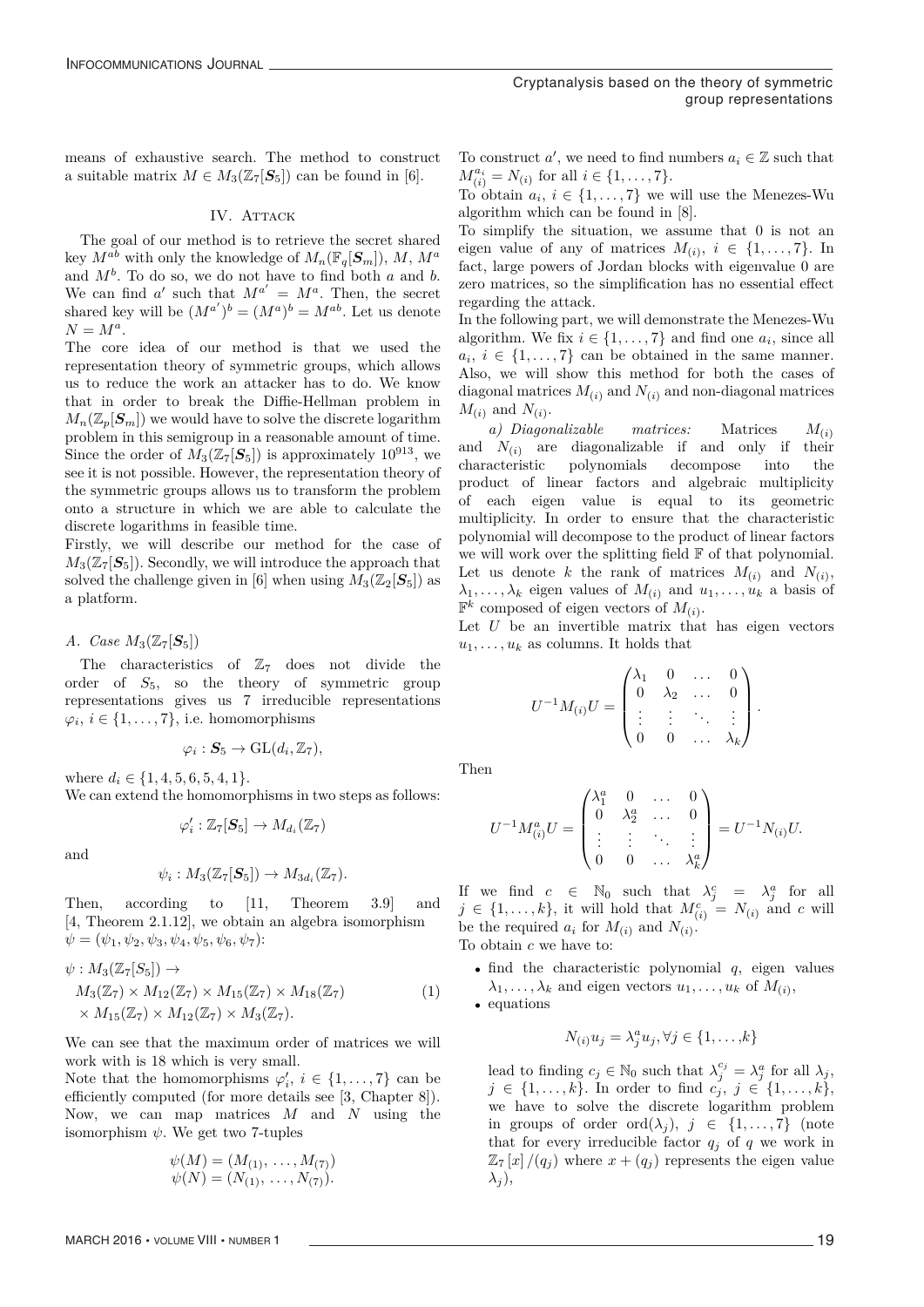means of exhaustive search. The method to construct a suitable matrix $M \in M_3(\mathbb{Z}_7[\boldsymbol{S}_5])$ can be found in [6].

## IV. Attack

The goal of our method is to retrieve the secret shared key $M^{ab}$ with only the knowledge of $M_n(\mathbb{F}_q[\boldsymbol{S}_m])$, $M$, $M^a$ and $M^b$. To do so, we do not have to find both $a$ and $b$. We can find $a'$ such that $M^{a'} = M^a$. Then, the secret shared key will be $(M^{a'})^b = (M^a)^b = M^{ab}$. Let us denote $N = M^a$.

The core idea of our method is that we used the representation theory of symmetric groups, which allows us to reduce the work an attacker has to do. We know that in order to break the Diffie-Hellman problem in $M_n(\mathbb{Z}_p[\boldsymbol{S}_m])$ we would have to solve the discrete logarithm problem in this semigroup in a reasonable amount of time. Since the order of $M_3(\mathbb{Z}_7[\boldsymbol{S}_5])$ is approximately $10^{913}$, we see it is not possible. However, the representation theory of the symmetric groups allows us to transform the problem onto a structure in which we are able to calculate the discrete logarithms in feasible time.

Firstly, we will describe our method for the case of $M_3(\mathbb{Z}_7[\boldsymbol{S}_5])$. Secondly, we will introduce the approach that solved the challenge given in [6] when using $M_3(\mathbb{Z}_2[\boldsymbol{S}_5])$ as a platform.

### *A. Case* $M_3(\mathbb{Z}_7[\boldsymbol{S}_5])$

The characteristics of $\mathbb{Z}_7$ does not divide the order of $S_5$, so the theory of symmetric group representations gives us 7 irreducible representations $\varphi_i$, $i \in \{1, \ldots, 7\}$, i.e. homomorphisms

$$\varphi_i : \boldsymbol{S}_5 \to \mathrm{GL}(d_i, \mathbb{Z}_7),$$

where $d_i \in \{1, 4, 5, 6, 5, 4, 1\}$.

We can extend the homomorphisms in two steps as follows:

$$\varphi_i' : \mathbb{Z}_7[\boldsymbol{S}_5] \to M_{d_i}(\mathbb{Z}_7)$$

and

$$\psi_i : M_3(\mathbb{Z}_7[\boldsymbol{S}_5]) \to M_{3d_i}(\mathbb{Z}_7).$$

Then, according to [11, Theorem 3.9] and [4, Theorem 2.1.12], we obtain an algebra isomorphism $\psi = (\psi_1, \psi_2, \psi_3, \psi_4, \psi_5, \psi_6, \psi_7)$:

$$\begin{aligned} \psi : & M_3(\mathbb{Z}_7[S_5]) \to \\ & M_3(\mathbb{Z}_7) \times M_{12}(\mathbb{Z}_7) \times M_{15}(\mathbb{Z}_7) \times M_{18}(\mathbb{Z}_7) \\ & \times M_{15}(\mathbb{Z}_7) \times M_{12}(\mathbb{Z}_7) \times M_3(\mathbb{Z}_7). \end{aligned} \tag{1}$$

We can see that the maximum order of matrices we will work with is 18 which is very small.

Note that the homomorphisms $\varphi_i'$, $i \in \{1, \ldots, 7\}$ can be efficiently computed (for more details see [3, Chapter 8]). Now, we can map matrices $M$ and $N$ using the isomorphism $\psi$. We get two 7-tuples

$$\begin{aligned} \psi(M) &= (M_{(1)}, \ldots, M_{(7)}) \\ \psi(N) &= (N_{(1)}, \ldots, N_{(7)}). \end{aligned}$$

To construct $a'$, we need to find numbers $a_i \in \mathbb{Z}$ such that $M_{(i)}^{a_i} = N_{(i)}$ for all $i \in \{1, \ldots, 7\}$.

To obtain $a_i$, $i \in \{1, \ldots, 7\}$ we will use the Menezes-Wu algorithm which can be found in [8].

To simplify the situation, we assume that 0 is not an eigen value of any of matrices $M_{(i)}$, $i \in \{1, \ldots, 7\}$. In fact, large powers of Jordan blocks with eigenvalue 0 are zero matrices, so the simplification has no essential effect regarding the attack.

In the following part, we will demonstrate the Menezes-Wu algorithm. We fix $i \in \{1, \ldots, 7\}$ and find one $a_i$, since all $a_i$, $i \in \{1, \ldots, 7\}$ can be obtained in the same manner. Also, we will show this method for both the cases of diagonal matrices $M_{(i)}$ and $N_{(i)}$ and non-diagonal matrices $M_{(i)}$ and $N_{(i)}$.

*a) Diagonalizable matrices:* Matrices $M_{(i)}$ and $N_{(i)}$ are diagonalizable if and only if their characteristic polynomials decompose into the product of linear factors and algebraic multiplicity of each eigen value is equal to its geometric multiplicity. In order to ensure that the characteristic polynomial will decompose to the product of linear factors we will work over the splitting field $\mathbb{F}$ of that polynomial. Let us denote $k$ the rank of matrices $M_{(i)}$ and $N_{(i)}$, $\lambda_1, \ldots, \lambda_k$ eigen values of $M_{(i)}$ and $u_1, \ldots, u_k$ a basis of $\mathbb{F}^k$ composed of eigen vectors of $M_{(i)}$.

Let $U$ be an invertible matrix that has eigen vectors $u_1, \ldots, u_k$ as columns. It holds that

$$U^{-1} M_{(i)} U = \begin{pmatrix} \lambda_1 & 0 & \ldots & 0 \\ 0 & \lambda_2 & \ldots & 0 \\ \vdots & \vdots & \ddots & \vdots \\ 0 & 0 & \ldots & \lambda_k \end{pmatrix}.$$

Then

$$U^{-1} M_{(i)}^a U = \begin{pmatrix} \lambda_1^a & 0 & \ldots & 0 \\ 0 & \lambda_2^a & \ldots & 0 \\ \vdots & \vdots & \ddots & \vdots \\ 0 & 0 & \ldots & \lambda_k^a \end{pmatrix} = U^{-1} N_{(i)} U.$$

If we find $c \in \mathbb{N}_0$ such that $\lambda_j^c = \lambda_j^a$ for all $j \in \{1, \ldots, k\}$, it will hold that $M_{(i)}^c = N_{(i)}$ and $c$ will be the required $a_i$ for $M_{(i)}$ and $N_{(i)}$.

To obtain $c$ we have to:

- find the characteristic polynomial $q$, eigen values $\lambda_1, \ldots, \lambda_k$ and eigen vectors $u_1, \ldots, u_k$ of $M_{(i)}$,
- equations

  $$N_{(i)} u_j = \lambda_j^a u_j, \forall j \in \{1, \ldots, k\}$$

  lead to finding $c_j \in \mathbb{N}_0$ such that $\lambda_j^{c_j} = \lambda_j^a$ for all $\lambda_j$, $j \in \{1, \ldots, k\}$. In order to find $c_j$, $j \in \{1, \ldots, k\}$, we have to solve the discrete logarithm problem in groups of order $\mathrm{ord}(\lambda_j)$, $j \in \{1, \ldots, 7\}$ (note that for every irreducible factor $q_j$ of $q$ we work in $\mathbb{Z}_7[x]/(q_j)$ where $x + (q_j)$ represents the eigen value $\lambda_j$),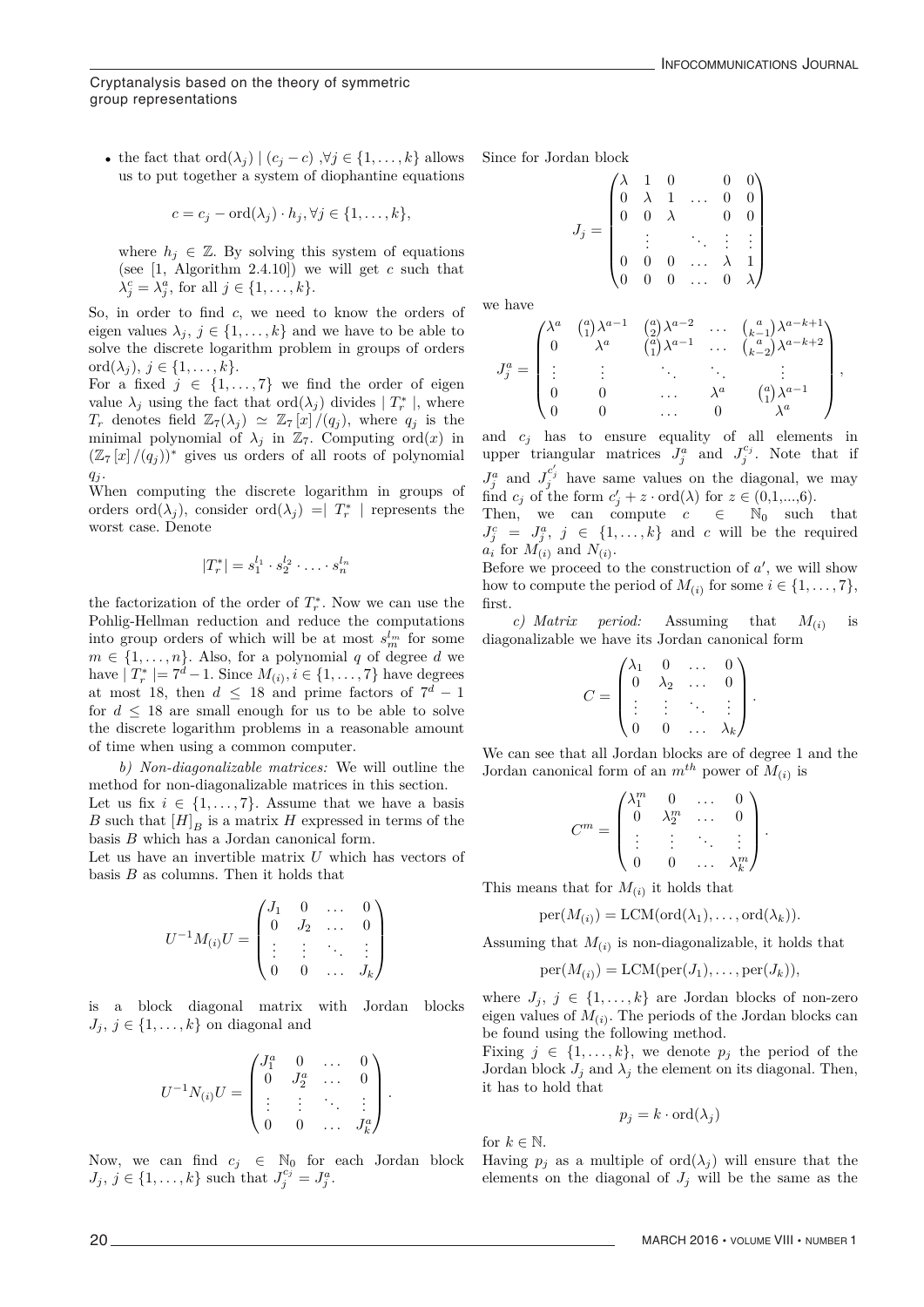- the fact that $\text{ord}(\lambda_j) \mid (c_j - c)$ ,$\forall j \in \{1,\ldots,k\}$ allows us to put together a system of diophantine equations

$$c = c_j - \text{ord}(\lambda_j) \cdot h_j, \forall j \in \{1,\ldots,k\},$$

where $h_j \in \mathbb{Z}$. By solving this system of equations (see [1, Algorithm 2.4.10]) we will get $c$ such that $\lambda_j^c = \lambda_j^a$, for all $j \in \{1,\ldots,k\}$.

So, in order to find $c$, we need to know the orders of eigen values $\lambda_j$, $j \in \{1,\ldots,k\}$ and we have to be able to solve the discrete logarithm problem in groups of orders $\text{ord}(\lambda_j)$, $j \in \{1,\ldots,k\}$.

For a fixed $j \in \{1,\ldots,7\}$ we find the order of eigen value $\lambda_j$ using the fact that $\text{ord}(\lambda_j)$ divides $\mid T_r^* \mid$, where $T_r$ denotes field $\mathbb{Z}_7(\lambda_j) \simeq \mathbb{Z}_7[x]/(q_j)$, where $q_j$ is the minimal polynomial of $\lambda_j$ in $\mathbb{Z}_7$. Computing $\text{ord}(x)$ in $(\mathbb{Z}_7[x]/(q_j))^*$ gives us orders of all roots of polynomial $q_j$.

When computing the discrete logarithm in groups of orders $\text{ord}(\lambda_j)$, consider $\text{ord}(\lambda_j) = \mid T_r^* \mid$ represents the worst case. Denote

$$|T_r^*| = s_1^{l_1} \cdot s_2^{l_2} \cdot \ldots \cdot s_n^{l_n}$$

the factorization of the order of $T_r^*$. Now we can use the Pohlig-Hellman reduction and reduce the computations into group orders of which will be at most $s_m^{l_m}$ for some $m \in \{1,\ldots,n\}$. Also, for a polynomial $q$ of degree $d$ we have $\mid T_r^* \mid = 7^d - 1$. Since $M_{(i)}, i \in \{1,\ldots,7\}$ have degrees at most 18, then $d \leq 18$ and prime factors of $7^d - 1$ for $d \leq 18$ are small enough for us to be able to solve the discrete logarithm problems in a reasonable amount of time when using a common computer.

*b) Non-diagonalizable matrices:* We will outline the method for non-diagonalizable matrices in this section.

Let us fix $i \in \{1,\ldots,7\}$. Assume that we have a basis $B$ such that $[H]_B$ is a matrix $H$ expressed in terms of the basis $B$ which has a Jordan canonical form.

Let us have an invertible matrix $U$ which has vectors of basis $B$ as columns. Then it holds that

$$U^{-1} M_{(i)} U = \begin{pmatrix} J_1 & 0 & \ldots & 0 \\ 0 & J_2 & \ldots & 0 \\ \vdots & \vdots & \ddots & \vdots \\ 0 & 0 & \ldots & J_k \end{pmatrix}$$

is a block diagonal matrix with Jordan blocks $J_j$, $j \in \{1,\ldots,k\}$ on diagonal and

$$U^{-1} N_{(i)} U = \begin{pmatrix} J_1^a & 0 & \ldots & 0 \\ 0 & J_2^a & \ldots & 0 \\ \vdots & \vdots & \ddots & \vdots \\ 0 & 0 & \ldots & J_k^a \end{pmatrix}.$$

Now, we can find $c_j \in \mathbb{N}_0$ for each Jordan block $J_j$, $j \in \{1,\ldots,k\}$ such that $J_j^{c_j} = J_j^a$.

Since for Jordan block

$$J_j = \begin{pmatrix} \lambda & 1 & 0 & & 0 & 0 \\ 0 & \lambda & 1 & \ldots & 0 & 0 \\ 0 & 0 & \lambda & & 0 & 0 \\ & \vdots & & \ddots & \vdots & \vdots \\ 0 & 0 & 0 & \ldots & \lambda & 1 \\ 0 & 0 & 0 & \ldots & 0 & \lambda \end{pmatrix}$$

we have

$$J_j^a = \begin{pmatrix} \lambda^a & \binom{a}{1}\lambda^{a-1} & \binom{a}{2}\lambda^{a-2} & \ldots & \binom{a}{k-1}\lambda^{a-k+1} \\ 0 & \lambda^a & \binom{a}{1}\lambda^{a-1} & \ldots & \binom{a}{k-2}\lambda^{a-k+2} \\ \vdots & \vdots & \ddots & \ddots & \vdots \\ 0 & 0 & \ldots & \lambda^a & \binom{a}{1}\lambda^{a-1} \\ 0 & 0 & \ldots & 0 & \lambda^a \end{pmatrix},$$

and $c_j$ has to ensure equality of all elements in upper triangular matrices $J_j^a$ and $J_j^{c_j}$. Note that if $J_j^a$ and $J_j^{c_j'}$ have same values on the diagonal, we may find $c_j$ of the form $c_j' + z \cdot \text{ord}(\lambda)$ for $z \in (0,1,...,6)$.

Then, we can compute $c \in \mathbb{N}_0$ such that $J_j^c = J_j^a$, $j \in \{1,\ldots,k\}$ and $c$ will be the required $a_i$ for $M_{(i)}$ and $N_{(i)}$.

Before we proceed to the construction of $a'$, we will show how to compute the period of $M_{(i)}$ for some $i \in \{1,\ldots,7\}$, first.

*c) Matrix period:* Assuming that $M_{(i)}$ is diagonalizable we have its Jordan canonical form

$$C = \begin{pmatrix} \lambda_1 & 0 & \ldots & 0 \\ 0 & \lambda_2 & \ldots & 0 \\ \vdots & \vdots & \ddots & \vdots \\ 0 & 0 & \ldots & \lambda_k \end{pmatrix}.$$

We can see that all Jordan blocks are of degree 1 and the Jordan canonical form of an $m^{th}$ power of $M_{(i)}$ is

$$C^m = \begin{pmatrix} \lambda_1^m & 0 & \ldots & 0 \\ 0 & \lambda_2^m & \ldots & 0 \\ \vdots & \vdots & \ddots & \vdots \\ 0 & 0 & \ldots & \lambda_k^m \end{pmatrix}.$$

This means that for $M_{(i)}$ it holds that

$$\text{per}(M_{(i)}) = \text{LCM}(\text{ord}(\lambda_1),\ldots,\text{ord}(\lambda_k)).$$

Assuming that $M_{(i)}$ is non-diagonalizable, it holds that

$$\text{per}(M_{(i)}) = \text{LCM}(\text{per}(J_1),\ldots,\text{per}(J_k)),$$

where $J_j$, $j \in \{1,\ldots,k\}$ are Jordan blocks of non-zero eigen values of $M_{(i)}$. The periods of the Jordan blocks can be found using the following method.

Fixing $j \in \{1,\ldots,k\}$, we denote $p_j$ the period of the Jordan block $J_j$ and $\lambda_j$ the element on its diagonal. Then, it has to hold that

$$p_j = k \cdot \text{ord}(\lambda_j)$$

for $k \in \mathbb{N}$.

Having $p_j$ as a multiple of $\text{ord}(\lambda_j)$ will ensure that the elements on the diagonal of $J_j$ will be the same as the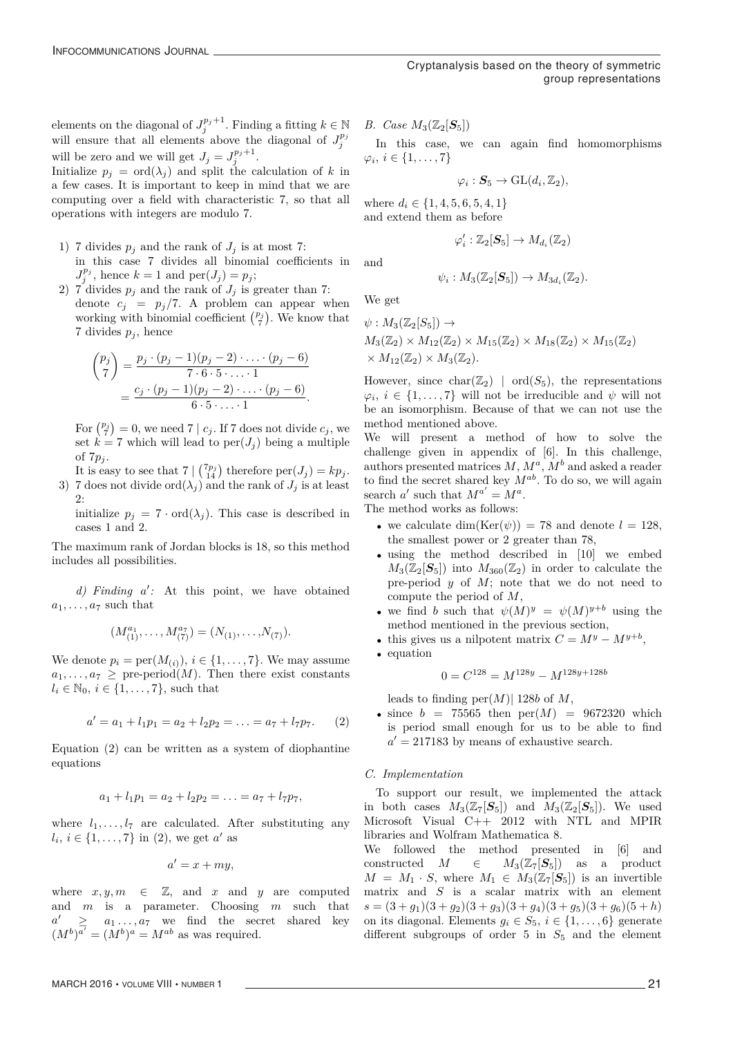elements on the diagonal of $J_j^{p_j+1}$. Finding a fitting $k \in \mathbb{N}$ will ensure that all elements above the diagonal of $J_j^{p_j}$ will be zero and we will get $J_j = J_j^{p_j+1}$.
Initialize $p_j = \mathrm{ord}(\lambda_j)$ and split the calculation of $k$ in a few cases. It is important to keep in mind that we are computing over a field with characteristic 7, so that all operations with integers are modulo 7.

1) 7 divides $p_j$ and the rank of $J_j$ is at most 7:
   in this case 7 divides all binomial coefficients in $J_j^{p_j}$, hence $k = 1$ and $\mathrm{per}(J_j) = p_j$;
2) 7 divides $p_j$ and the rank of $J_j$ is greater than 7:
   denote $c_j = p_j/7$. A problem can appear when working with binomial coefficient $\binom{p_j}{7}$. We know that 7 divides $p_j$, hence

$$\binom{p_j}{7} = \frac{p_j \cdot (p_j-1)(p_j-2)\cdot \ldots \cdot (p_j-6)}{7\cdot 6\cdot 5\cdot \ldots \cdot 1} = \frac{c_j \cdot (p_j-1)(p_j-2)\cdot \ldots \cdot (p_j-6)}{6\cdot 5\cdot \ldots \cdot 1}.$$

   For $\binom{p_j}{7} = 0$, we need $7 \mid c_j$. If 7 does not divide $c_j$, we set $k = 7$ which will lead to $\mathrm{per}(J_j)$ being a multiple of $7p_j$.
   It is easy to see that $7 \mid \binom{7p_j}{14}$ therefore $\mathrm{per}(J_j) = kp_j$.
3) 7 does not divide $\mathrm{ord}(\lambda_j)$ and the rank of $J_j$ is at least 2:
   initialize $p_j = 7 \cdot \mathrm{ord}(\lambda_j)$. This case is described in cases 1 and 2.

The maximum rank of Jordan blocks is 18, so this method includes all possibilities.

*d) Finding $a'$:* At this point, we have obtained $a_1, \ldots, a_7$ such that

$$(M_{(1)}^{a_1}, \ldots, M_{(7)}^{a_7}) = (N_{(1)}, \ldots, N_{(7)}).$$

We denote $p_i = \mathrm{per}(M_{(i)})$, $i \in \{1, \ldots, 7\}$. We may assume $a_1, \ldots, a_7 \geq$ pre-period$(M)$. Then there exist constants $l_i \in \mathbb{N}_0$, $i \in \{1, \ldots, 7\}$, such that

$$a' = a_1 + l_1 p_1 = a_2 + l_2 p_2 = \ldots = a_7 + l_7 p_7. \quad (2)$$

Equation (2) can be written as a system of diophantine equations

$$a_1 + l_1 p_1 = a_2 + l_2 p_2 = \ldots = a_7 + l_7 p_7,$$

where $l_1, \ldots, l_7$ are calculated. After substituting any $l_i$, $i \in \{1, \ldots, 7\}$ in (2), we get $a'$ as

$$a' = x + my,$$

where $x, y, m \in \mathbb{Z}$, and $x$ and $y$ are computed and $m$ is a parameter. Choosing $m$ such that $a' \geq a_1 \ldots, a_7$ we find the secret shared key $(M^b)^{a'} = (M^b)^a = M^{ab}$ as was required.

### B. Case $M_3(\mathbb{Z}_2[\boldsymbol{S}_5])$

In this case, we can again find homomorphisms $\varphi_i$, $i \in \{1, \ldots, 7\}$

$$\varphi_i : \boldsymbol{S}_5 \to \mathrm{GL}(d_i, \mathbb{Z}_2),$$

where $d_i \in \{1, 4, 5, 6, 5, 4, 1\}$
and extend them as before

$$\varphi_i' : \mathbb{Z}_2[\boldsymbol{S}_5] \to M_{d_i}(\mathbb{Z}_2)$$

and

$$\psi_i : M_3(\mathbb{Z}_2[\boldsymbol{S}_5]) \to M_{3d_i}(\mathbb{Z}_2).$$

We get

$$\psi : M_3(\mathbb{Z}_2[S_5]) \to M_3(\mathbb{Z}_2) \times M_{12}(\mathbb{Z}_2) \times M_{15}(\mathbb{Z}_2) \times M_{18}(\mathbb{Z}_2) \times M_{15}(\mathbb{Z}_2) \times M_{12}(\mathbb{Z}_2) \times M_3(\mathbb{Z}_2).$$

However, since $\mathrm{char}(\mathbb{Z}_2) \mid \mathrm{ord}(S_5)$, the representations $\varphi_i$, $i \in \{1, \ldots, 7\}$ will not be irreducible and $\psi$ will not be an isomorphism. Because of that we can not use the method mentioned above.
We will present a method of how to solve the challenge given in appendix of [6]. In this challenge, authors presented matrices $M$, $M^a$, $M^b$ and asked a reader to find the secret shared key $M^{ab}$. To do so, we will again search $a'$ such that $M^{a'} = M^a$.
The method works as follows:

- we calculate $\dim(\mathrm{Ker}(\psi)) = 78$ and denote $l = 128$, the smallest power or 2 greater than 78,
- using the method described in [10] we embed $M_3(\mathbb{Z}_2[\boldsymbol{S}_5])$ into $M_{360}(\mathbb{Z}_2)$ in order to calculate the pre-period $y$ of $M$; note that we do not need to compute the period of $M$,
- we find $b$ such that $\psi(M)^y = \psi(M)^{y+b}$ using the method mentioned in the previous section,
- this gives us a nilpotent matrix $C = M^y - M^{y+b}$,
- equation

$$0 = C^{128} = M^{128y} - M^{128y+128b}$$

  leads to finding $\mathrm{per}(M) \mid 128b$ of $M$,
- since $b = 75565$ then $\mathrm{per}(M) = 9672320$ which is period small enough for us to be able to find $a' = 217183$ by means of exhaustive search.

### C. Implementation

To support our result, we implemented the attack in both cases $M_3(\mathbb{Z}_7[\boldsymbol{S}_5])$ and $M_3(\mathbb{Z}_2[\boldsymbol{S}_5])$. We used Microsoft Visual C++ 2012 with NTL and MPIR libraries and Wolfram Mathematica 8.
We followed the method presented in [6] and constructed $M \in M_3(\mathbb{Z}_7[\boldsymbol{S}_5])$ as a product $M = M_1 \cdot S$, where $M_1 \in M_3(\mathbb{Z}_7[\boldsymbol{S}_5])$ is an invertible matrix and $S$ is a scalar matrix with an element $s = (3+g_1)(3+g_2)(3+g_3)(3+g_4)(3+g_5)(3+g_6)(5+h)$ on its diagonal. Elements $g_i \in S_5$, $i \in \{1, \ldots, 6\}$ generate different subgroups of order 5 in $S_5$ and the element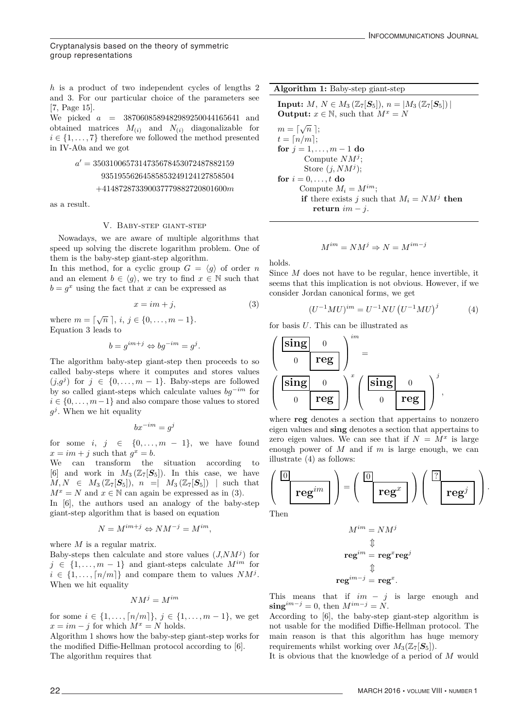$h$ is a product of two independent cycles of lengths 2 and 3. For our particular choice of the parameters see [7, Page 15].

We picked $a = 387060858948298925 0044165641$ and obtained matrices $M_{(i)}$ and $N_{(i)}$ diagonalizable for $i \in \{1, \ldots, 7\}$ therefore we followed the method presented in IV-A0a and we got

$$
\begin{aligned}
a' = \ & 350310065731473567845307248788 2159 \\
& 935195562645858532491241278585 04 \\
& + 414872873390037779882720801600m
\end{aligned}
$$

as a result.

## V. Baby-step giant-step

Nowadays, we are aware of multiple algorithms that speed up solving the discrete logarithm problem. One of them is the baby-step giant-step algorithm.

In this method, for a cyclic group $G = \langle g \rangle$ of order $n$ and an element $b \in \langle g \rangle$, we try to find $x \in \mathbb{N}$ such that $b = g^x$ using the fact that $x$ can be expressed as

$$x = im + j, \tag{3}$$

where $m = \lceil \sqrt{n}\, \rceil$, $i, j \in \{0, \ldots, m-1\}$.

Equation 3 leads to

$$b = g^{im+j} \Leftrightarrow bg^{-im} = g^j.$$

The algorithm baby-step giant-step then proceeds to so called baby-steps where it computes and stores values $(j, g^j)$ for $j \in \{0, \ldots, m-1\}$. Baby-steps are followed by so called giant-steps which calculate values $bg^{-im}$ for $i \in \{0, \ldots, m-1\}$ and also compare those values to stored $g^j$. When we hit equality

$$bx^{-im} = g^j$$

for some $i, j \in \{0, \ldots, m-1\}$, we have found $x = im + j$ such that $g^x = b$.

We can transform the situation according to [6] and work in $M_3(\mathbb{Z}_7[\boldsymbol{S}_5])$. In this case, we have $M, N \in M_3(\mathbb{Z}_7[\boldsymbol{S}_5])$, $n = | M_3(\mathbb{Z}_7[\boldsymbol{S}_5]) |$ such that $M^x = N$ and $x \in \mathbb{N}$ can again be expressed as in (3).

In [6], the authors used an analogy of the baby-step giant-step algorithm that is based on equation

$$N = M^{im+j} \Leftrightarrow NM^{-j} = M^{im},$$

where $M$ is a regular matrix.

Baby-steps then calculate and store values $(J, NM^j)$ for $j \in \{1, \ldots, m-1\}$ and giant-steps calculate $M^{im}$ for $i \in \{1, \ldots, \lceil n/m \rceil\}$ and compare them to values $NM^j$. When we hit equality

$$NM^j = M^{im}$$

for some $i \in \{1, \ldots, \lceil n/m \rceil\}$, $j \in \{1, \ldots, m-1\}$, we get $x = im - j$ for which $M^x = N$ holds.

Algorithm 1 shows how the baby-step giant-step works for the modified Diffie-Hellman protocol according to [6].

The algorithm requires that

**Algorithm 1:** Baby-step giant-step

```
Input: M, N ∈ M_3(Z_7[S_5]), n = |M_3(Z_7[S_5])|
Output: x ∈ N, such that M^x = N
m = ⌈√n⌉;
t = ⌈n/m⌉;
for j = 1, ..., m − 1 do
    Compute NM^j;
    Store (j, NM^j);
for i = 0, ..., t do
    Compute M_i = M^{im};
    if there exists j such that M_i = NM^j then
        return im − j.
```

$$M^{im} = NM^j \Rightarrow N = M^{im-j}$$

holds.

Since $M$ does not have to be regular, hence invertible, it seems that this implication is not obvious. However, if we consider Jordan canonical forms, we get

$$(U^{-1}MU)^{im} = U^{-1}NU \left(U^{-1}MU\right)^j \tag{4}$$

for basis $U$. This can be illustrated as

$$\begin{pmatrix} \boxed{\textbf{sing}} & 0 \\ 0 & \boxed{\textbf{reg}} \end{pmatrix}^{im} = \begin{pmatrix} \boxed{\textbf{sing}} & 0 \\ 0 & \boxed{\textbf{reg}} \end{pmatrix}^{x} \begin{pmatrix} \boxed{\textbf{sing}} & 0 \\ 0 & \boxed{\textbf{reg}} \end{pmatrix}^{j},$$

where **reg** denotes a section that appertains to nonzero eigen values and **sing** denotes a section that appertains to zero eigen values. We can see that if $N = M^x$ is large enough power of $M$ and if $m$ is large enough, we can illustrate (4) as follows:

$$\begin{pmatrix} \boxed{0} & \\ & \boxed{\textbf{reg}^{im}} \end{pmatrix} = \begin{pmatrix} \boxed{0} & \\ & \boxed{\textbf{reg}^{x}} \end{pmatrix} \begin{pmatrix} \boxed{?} & \\ & \boxed{\textbf{reg}^{j}} \end{pmatrix}.$$

Then

$$
\begin{gathered}
M^{im} = NM^j \\
\Updownarrow \\
\textbf{reg}^{im} = \textbf{reg}^x \textbf{reg}^j \\
\Updownarrow \\
\textbf{reg}^{im-j} = \textbf{reg}^x.
\end{gathered}
$$

This means that if $im - j$ is large enough and $\textbf{sing}^{im-j} = 0$, then $M^{im-j} = N$.

According to [6], the baby-step giant-step algorithm is not usable for the modified Diffie-Hellman protocol. The main reason is that this algorithm has huge memory requirements whilst working over $M_3(\mathbb{Z}_7[\boldsymbol{S}_5])$.

It is obvious that the knowledge of a period of $M$ would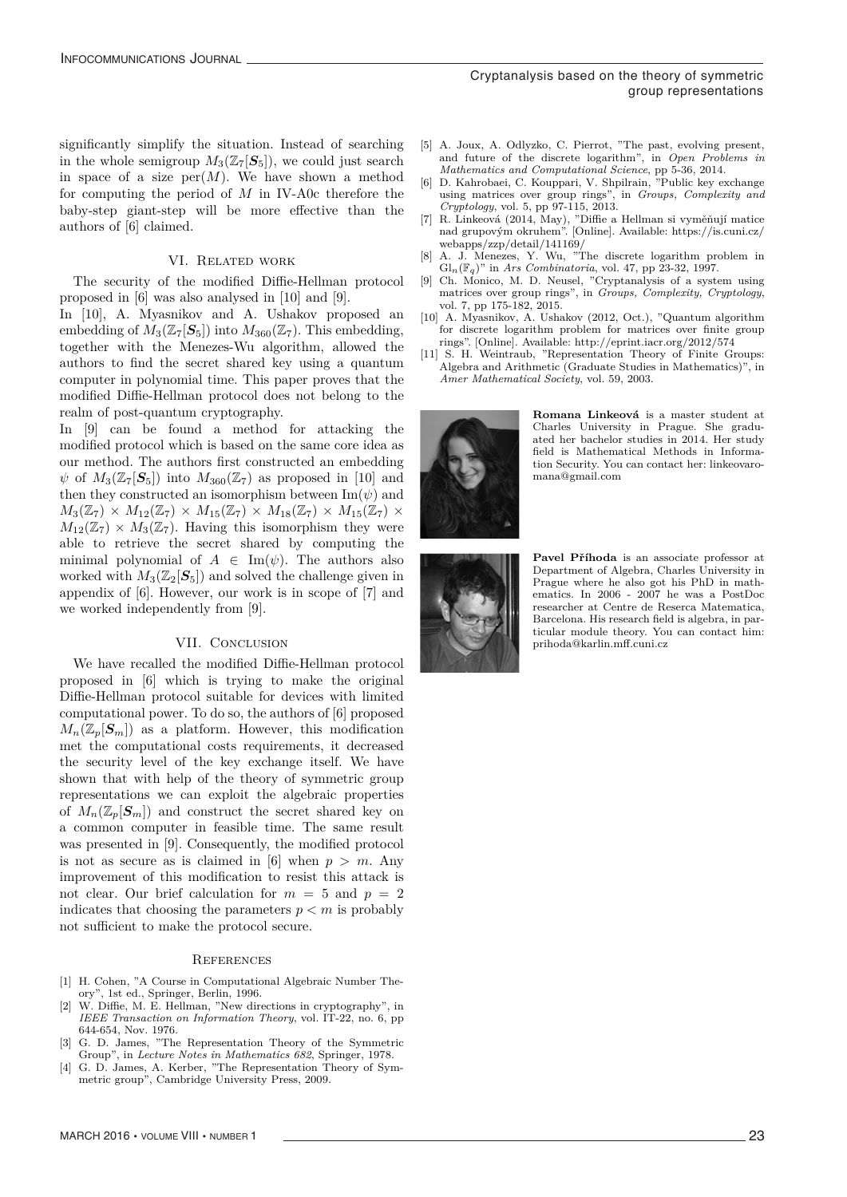significantly simplify the situation. Instead of searching in the whole semigroup $M_3(\mathbb{Z}_7[\boldsymbol{S}_5])$, we could just search in space of a size $\text{per}(M)$. We have shown a method for computing the period of $M$ in IV-A0c therefore the baby-step giant-step will be more effective than the authors of [6] claimed.

## VI. Related work

The security of the modified Diffie-Hellman protocol proposed in [6] was also analysed in [10] and [9].

In [10], A. Myasnikov and A. Ushakov proposed an embedding of $M_3(\mathbb{Z}_7[\boldsymbol{S}_5])$ into $M_{360}(\mathbb{Z}_7)$. This embedding, together with the Menezes-Wu algorithm, allowed the authors to find the secret shared key using a quantum computer in polynomial time. This paper proves that the modified Diffie-Hellman protocol does not belong to the realm of post-quantum cryptography.

In [9] can be found a method for attacking the modified protocol which is based on the same core idea as our method. The authors first constructed an embedding $\psi$ of $M_3(\mathbb{Z}_7[\boldsymbol{S}_5])$ into $M_{360}(\mathbb{Z}_7)$ as proposed in [10] and then they constructed an isomorphism between $\text{Im}(\psi)$ and $M_3(\mathbb{Z}_7) \times M_{12}(\mathbb{Z}_7) \times M_{15}(\mathbb{Z}_7) \times M_{18}(\mathbb{Z}_7) \times M_{15}(\mathbb{Z}_7) \times M_{12}(\mathbb{Z}_7) \times M_3(\mathbb{Z}_7)$. Having this isomorphism they were able to retrieve the secret shared by computing the minimal polynomial of $A \in \text{Im}(\psi)$. The authors also worked with $M_3(\mathbb{Z}_2[\boldsymbol{S}_5])$ and solved the challenge given in appendix of [6]. However, our work is in scope of [7] and we worked independently from [9].

## VII. Conclusion

We have recalled the modified Diffie-Hellman protocol proposed in [6] which is trying to make the original Diffie-Hellman protocol suitable for devices with limited computational power. To do so, the authors of [6] proposed $M_n(\mathbb{Z}_p[\boldsymbol{S}_m])$ as a platform. However, this modification met the computational costs requirements, it decreased the security level of the key exchange itself. We have shown that with help of the theory of symmetric group representations we can exploit the algebraic properties of $M_n(\mathbb{Z}_p[\boldsymbol{S}_m])$ and construct the secret shared key on a common computer in feasible time. The same result was presented in [9]. Consequently, the modified protocol is not as secure as is claimed in [6] when $p > m$. Any improvement of this modification to resist this attack is not clear. Our brief calculation for $m = 5$ and $p = 2$ indicates that choosing the parameters $p < m$ is probably not sufficient to make the protocol secure.

## References

[1] H. Cohen, "A Course in Computational Algebraic Number Theory", 1st ed., Springer, Berlin, 1996.

[2] W. Diffie, M. E. Hellman, "New directions in cryptography", in *IEEE Transaction on Information Theory*, vol. IT-22, no. 6, pp 644-654, Nov. 1976.

[3] G. D. James, "The Representation Theory of the Symmetric Group", in *Lecture Notes in Mathematics 682*, Springer, 1978.

[4] G. D. James, A. Kerber, "The Representation Theory of Symmetric group", Cambridge University Press, 2009.

[5] A. Joux, A. Odlyzko, C. Pierrot, "The past, evolving present, and future of the discrete logarithm", in *Open Problems in Mathematics and Computational Science*, pp 5-36, 2014.

[6] D. Kahrobaei, C. Kouppari, V. Shpilrain, "Public key exchange using matrices over group rings", in *Groups, Complexity and Cryptology*, vol. 5, pp 97-115, 2013.

[7] R. Linkeová (2014, May), "Diffie a Hellman si vyměňují matice nad grupovým okruhem". [Online]. Available: https://is.cuni.cz/webapps/zzp/detail/141169/

[8] A. J. Menezes, Y. Wu, "The discrete logarithm problem in $\text{Gl}_n(\mathbb{F}_q)$" in *Ars Combinatoria*, vol. 47, pp 23-32, 1997.

[9] Ch. Monico, M. D. Neusel, "Cryptanalysis of a system using matrices over group rings", in *Groups, Complexity, Cryptology*, vol. 7, pp 175-182, 2015.

[10] A. Myasnikov, A. Ushakov (2012, Oct.), "Quantum algorithm for discrete logarithm problem for matrices over finite group rings". [Online]. Available: http://eprint.iacr.org/2012/574

[11] S. H. Weintraub, "Representation Theory of Finite Groups: Algebra and Arithmetic (Graduate Studies in Mathematics)", in *Amer Mathematical Society*, vol. 59, 2003.

**Romana Linkeová** is a master student at Charles University in Prague. She graduated her bachelor studies in 2014. Her study field is Mathematical Methods in Information Security. You can contact her: linkeovaromana@gmail.com

**Pavel Příhoda** is an associate professor at Department of Algebra, Charles University in Prague where he also got his PhD in mathematics. In 2006 - 2007 he was a PostDoc researcher at Centre de Reserca Matematica, Barcelona. His research field is algebra, in particular module theory. You can contact him: prihoda@karlin.mff.cuni.cz